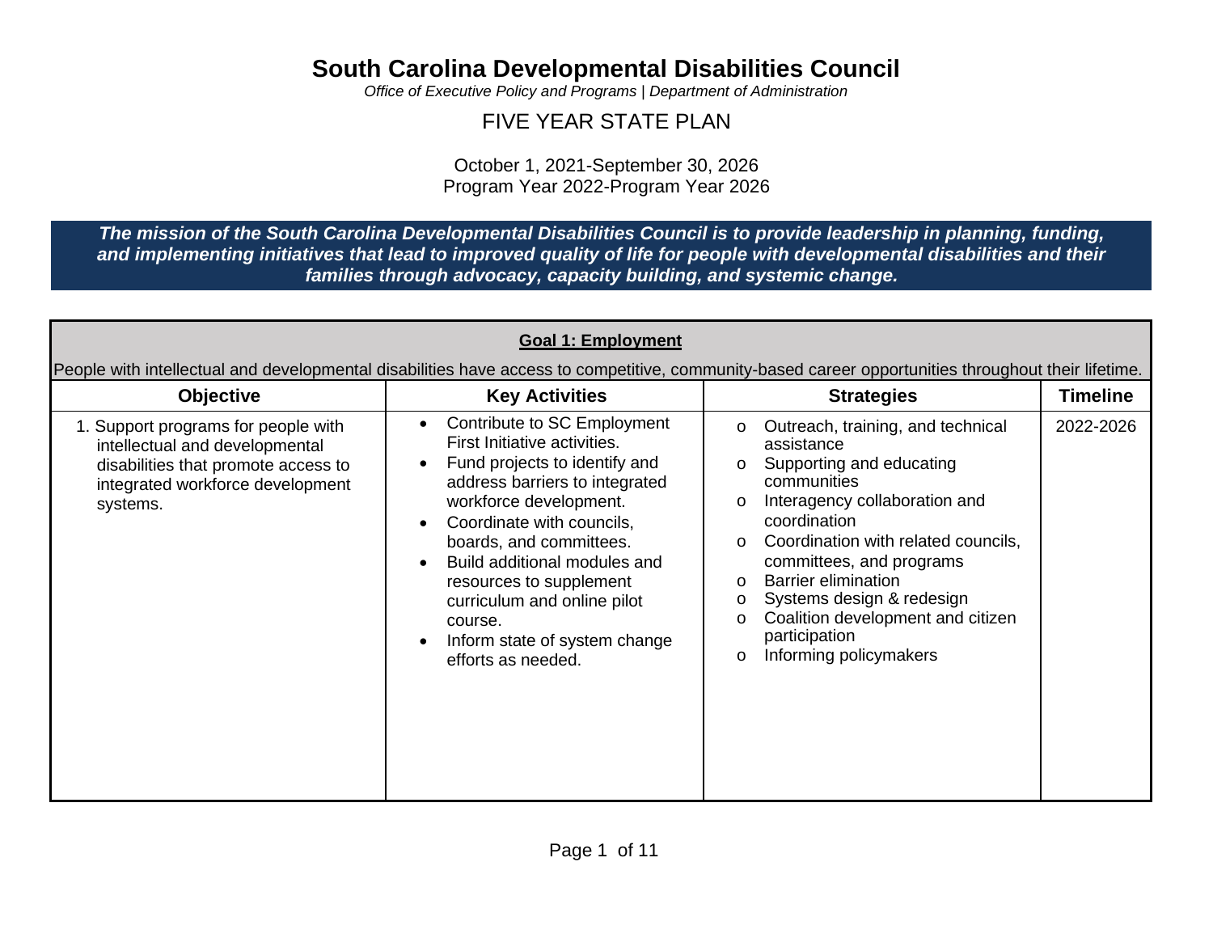# South Carolina Developmental Disabilities Council

*Office of Executive Policy and Programs | Department of Administration*

## FIVE YEAR STATE PLAN

October 1, 2021-September 30, 2026
Program Year 2022-Program Year 2026

***The mission of the South Carolina Developmental Disabilities Council is to provide leadership in planning, funding, and implementing initiatives that lead to improved quality of life for people with developmental disabilities and their families through advocacy, capacity building, and systemic change.***

### Goal 1: Employment

People with intellectual and developmental disabilities have access to competitive, community-based career opportunities throughout their lifetime.

| Objective | Key Activities | Strategies | Timeline |
|---|---|---|---|
| 1. Support programs for people with intellectual and developmental disabilities that promote access to integrated workforce development systems. | • Contribute to SC Employment First Initiative activities.<br>• Fund projects to identify and address barriers to integrated workforce development.<br>• Coordinate with councils, boards, and committees.<br>• Build additional modules and resources to supplement curriculum and online pilot course.<br>• Inform state of system change efforts as needed. | o Outreach, training, and technical assistance<br>o Supporting and educating communities<br>o Interagency collaboration and coordination<br>o Coordination with related councils, committees, and programs<br>o Barrier elimination<br>o Systems design & redesign<br>o Coalition development and citizen participation<br>o Informing policymakers | 2022-2026 |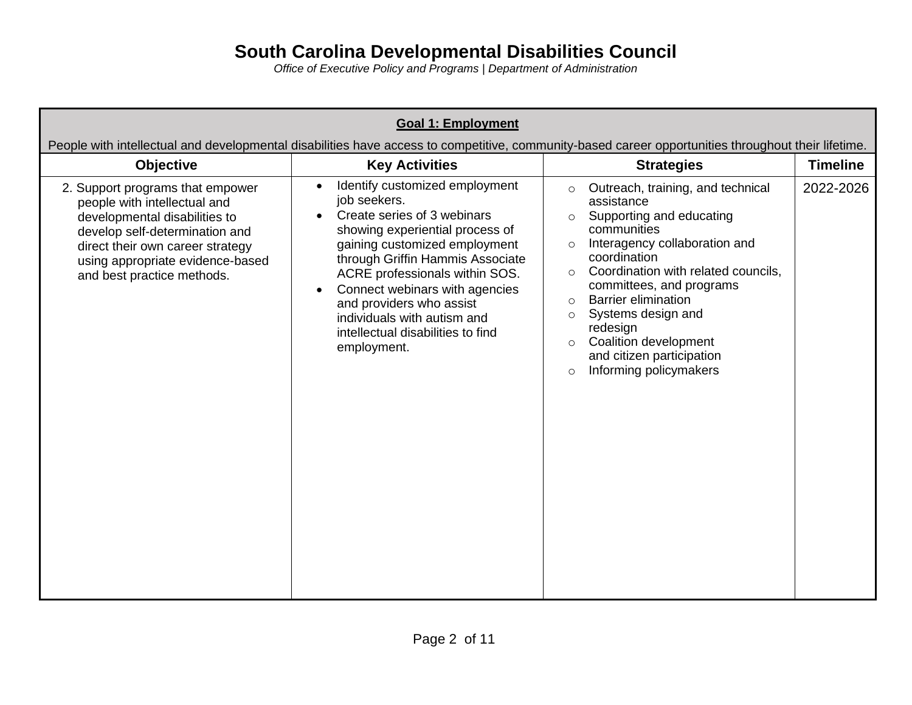# South Carolina Developmental Disabilities Council

*Office of Executive Policy and Programs | Department of Administration*

| **Goal 1: Employment**<br>People with intellectual and developmental disabilities have access to competitive, community-based career opportunities throughout their lifetime. | | | |
|---|---|---|---|
| **Objective** | **Key Activities** | **Strategies** | **Timeline** |
| 2. Support programs that empower people with intellectual and developmental disabilities to develop self-determination and direct their own career strategy using appropriate evidence-based and best practice methods. | • Identify customized employment job seekers.<br>• Create series of 3 webinars showing experiential process of gaining customized employment through Griffin Hammis Associate ACRE professionals within SOS.<br>• Connect webinars with agencies and providers who assist individuals with autism and intellectual disabilities to find employment. | ○ Outreach, training, and technical assistance<br>○ Supporting and educating communities<br>○ Interagency collaboration and coordination<br>○ Coordination with related councils, committees, and programs<br>○ Barrier elimination<br>○ Systems design and redesign<br>○ Coalition development and citizen participation<br>○ Informing policymakers | 2022-2026 |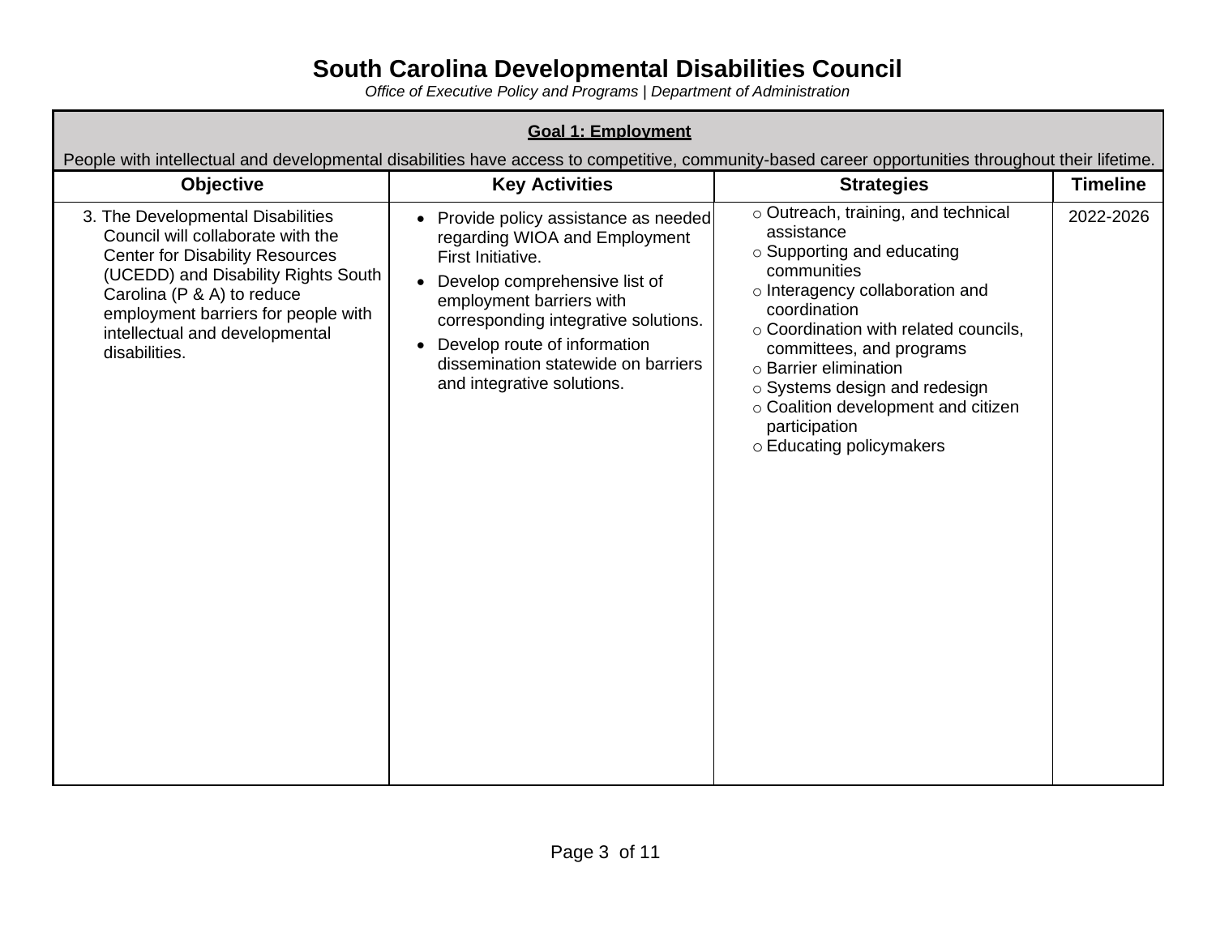# South Carolina Developmental Disabilities Council

*Office of Executive Policy and Programs | Department of Administration*

| **Goal 1: Employment**<br>People with intellectual and developmental disabilities have access to competitive, community-based career opportunities throughout their lifetime. | | | |
|---|---|---|---|
| **Objective** | **Key Activities** | **Strategies** | **Timeline** |
| 3. The Developmental Disabilities Council will collaborate with the Center for Disability Resources (UCEDD) and Disability Rights South Carolina (P & A) to reduce employment barriers for people with intellectual and developmental disabilities. | • Provide policy assistance as needed regarding WIOA and Employment First Initiative.<br>• Develop comprehensive list of employment barriers with corresponding integrative solutions.<br>• Develop route of information dissemination statewide on barriers and integrative solutions. | ○ Outreach, training, and technical assistance<br>○ Supporting and educating communities<br>○ Interagency collaboration and coordination<br>○ Coordination with related councils, committees, and programs<br>○ Barrier elimination<br>○ Systems design and redesign<br>○ Coalition development and citizen participation<br>○ Educating policymakers | 2022-2026 |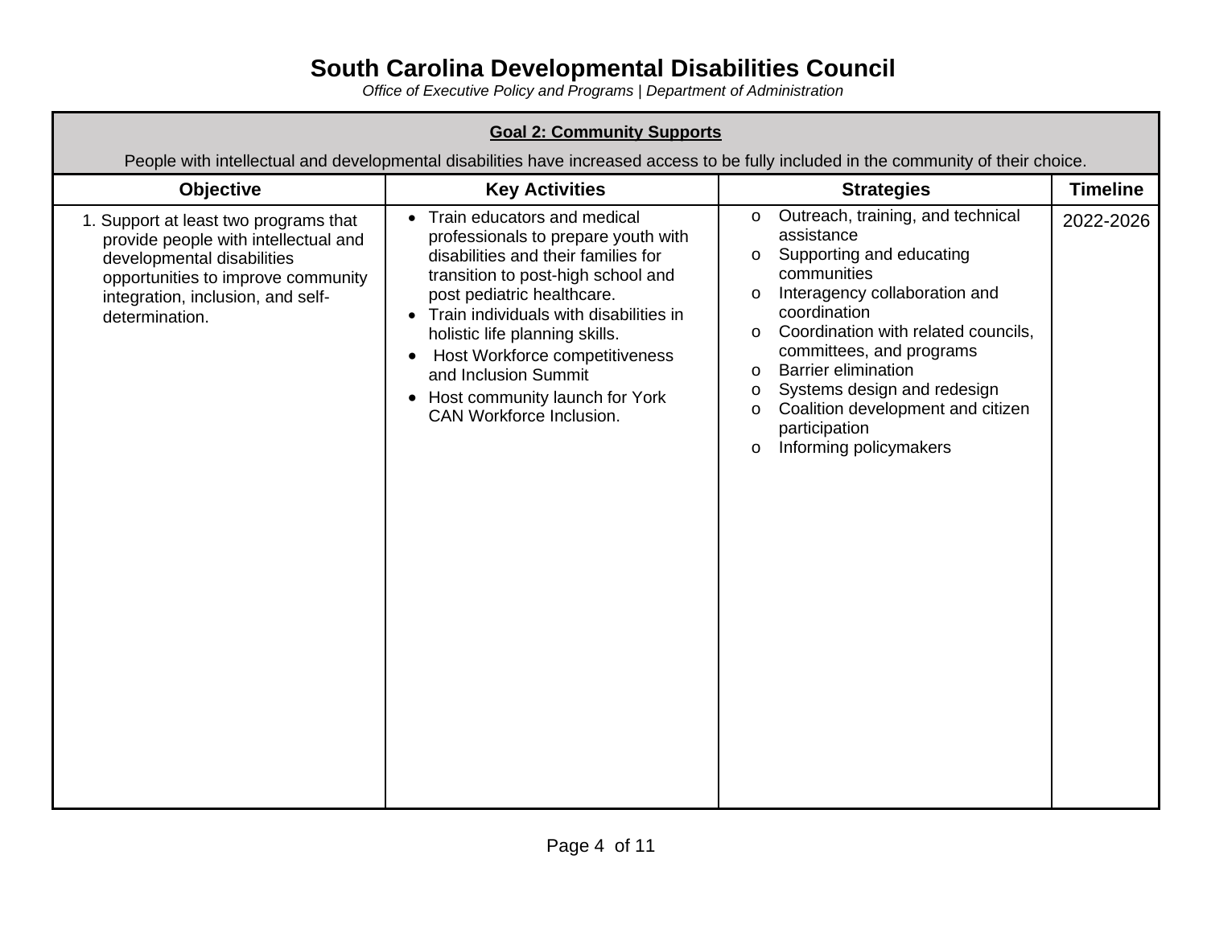# South Carolina Developmental Disabilities Council

*Office of Executive Policy and Programs | Department of Administration*

## Goal 2: Community Supports

People with intellectual and developmental disabilities have increased access to be fully included in the community of their choice.

| Objective | Key Activities | Strategies | Timeline |
|---|---|---|---|
| 1. Support at least two programs that provide people with intellectual and developmental disabilities opportunities to improve community integration, inclusion, and self-determination. | • Train educators and medical professionals to prepare youth with disabilities and their families for transition to post-high school and post pediatric healthcare.<br>• Train individuals with disabilities in holistic life planning skills.<br>• Host Workforce competitiveness and Inclusion Summit<br>• Host community launch for York CAN Workforce Inclusion. | o Outreach, training, and technical assistance<br>o Supporting and educating communities<br>o Interagency collaboration and coordination<br>o Coordination with related councils, committees, and programs<br>o Barrier elimination<br>o Systems design and redesign<br>o Coalition development and citizen participation<br>o Informing policymakers | 2022-2026 |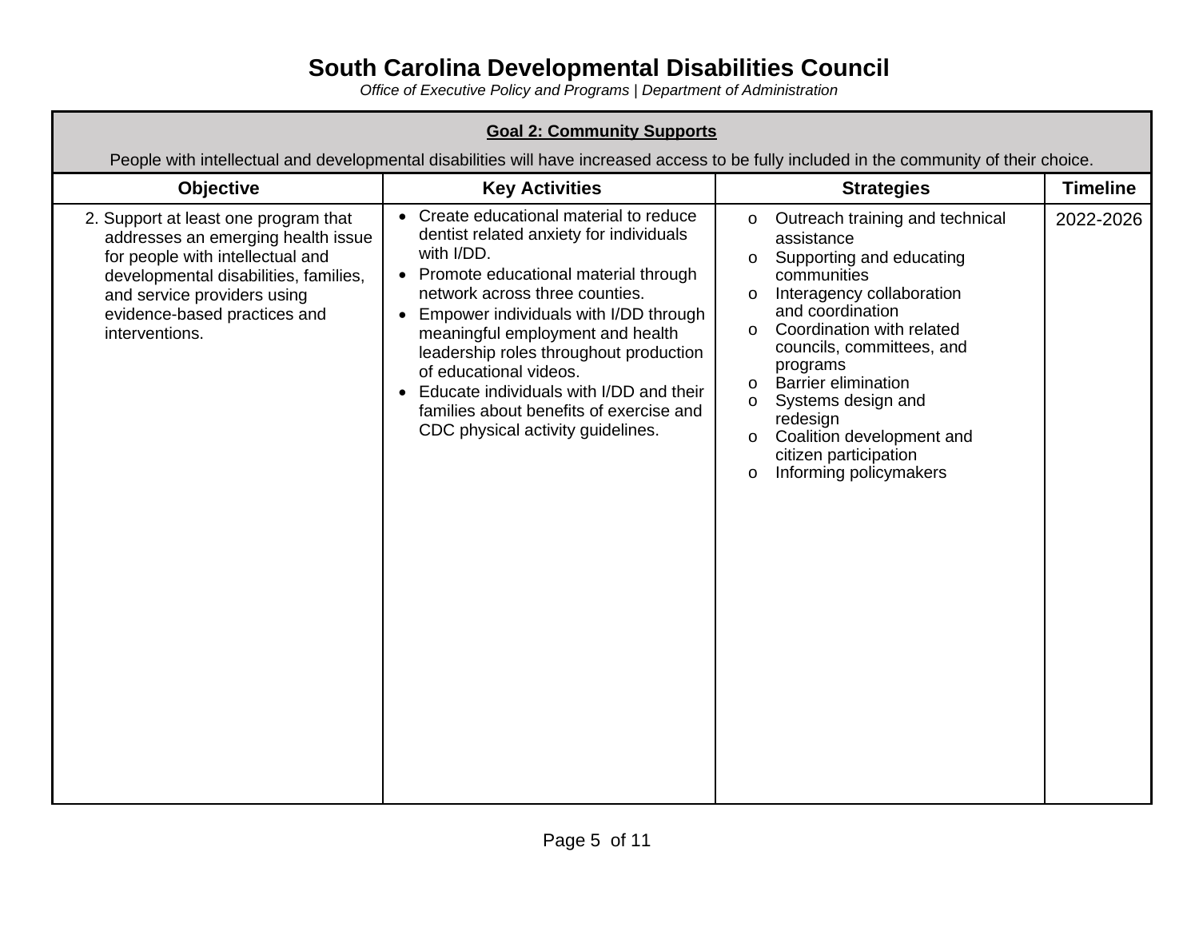# South Carolina Developmental Disabilities Council

*Office of Executive Policy and Programs | Department of Administration*

| **Goal 2: Community Supports**<br>People with intellectual and developmental disabilities will have increased access to be fully included in the community of their choice. | | | |
|---|---|---|---|
| **Objective** | **Key Activities** | **Strategies** | **Timeline** |
| 2. Support at least one program that addresses an emerging health issue for people with intellectual and developmental disabilities, families, and service providers using evidence-based practices and interventions. | • Create educational material to reduce dentist related anxiety for individuals with I/DD.<br>• Promote educational material through network across three counties.<br>• Empower individuals with I/DD through meaningful employment and health leadership roles throughout production of educational videos.<br>• Educate individuals with I/DD and their families about benefits of exercise and CDC physical activity guidelines. | o Outreach training and technical assistance<br>o Supporting and educating communities<br>o Interagency collaboration and coordination<br>o Coordination with related councils, committees, and programs<br>o Barrier elimination<br>o Systems design and redesign<br>o Coalition development and citizen participation<br>o Informing policymakers | 2022-2026 |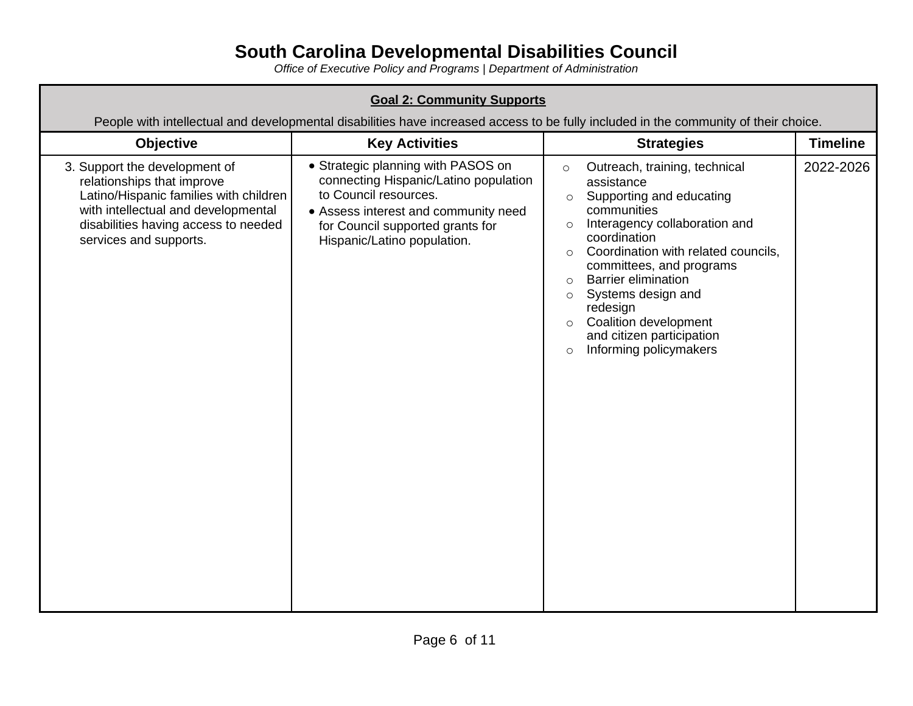# South Carolina Developmental Disabilities Council

*Office of Executive Policy and Programs | Department of Administration*

| **Goal 2: Community Supports**<br>People with intellectual and developmental disabilities have increased access to be fully included in the community of their choice. | | | |
|---|---|---|---|
| **Objective** | **Key Activities** | **Strategies** | **Timeline** |
| 3. Support the development of relationships that improve Latino/Hispanic families with children with intellectual and developmental disabilities having access to needed services and supports. | • Strategic planning with PASOS on connecting Hispanic/Latino population to Council resources.<br>• Assess interest and community need for Council supported grants for Hispanic/Latino population. | ○ Outreach, training, technical assistance<br>○ Supporting and educating communities<br>○ Interagency collaboration and coordination<br>○ Coordination with related councils, committees, and programs<br>○ Barrier elimination<br>○ Systems design and redesign<br>○ Coalition development and citizen participation<br>○ Informing policymakers | 2022-2026 |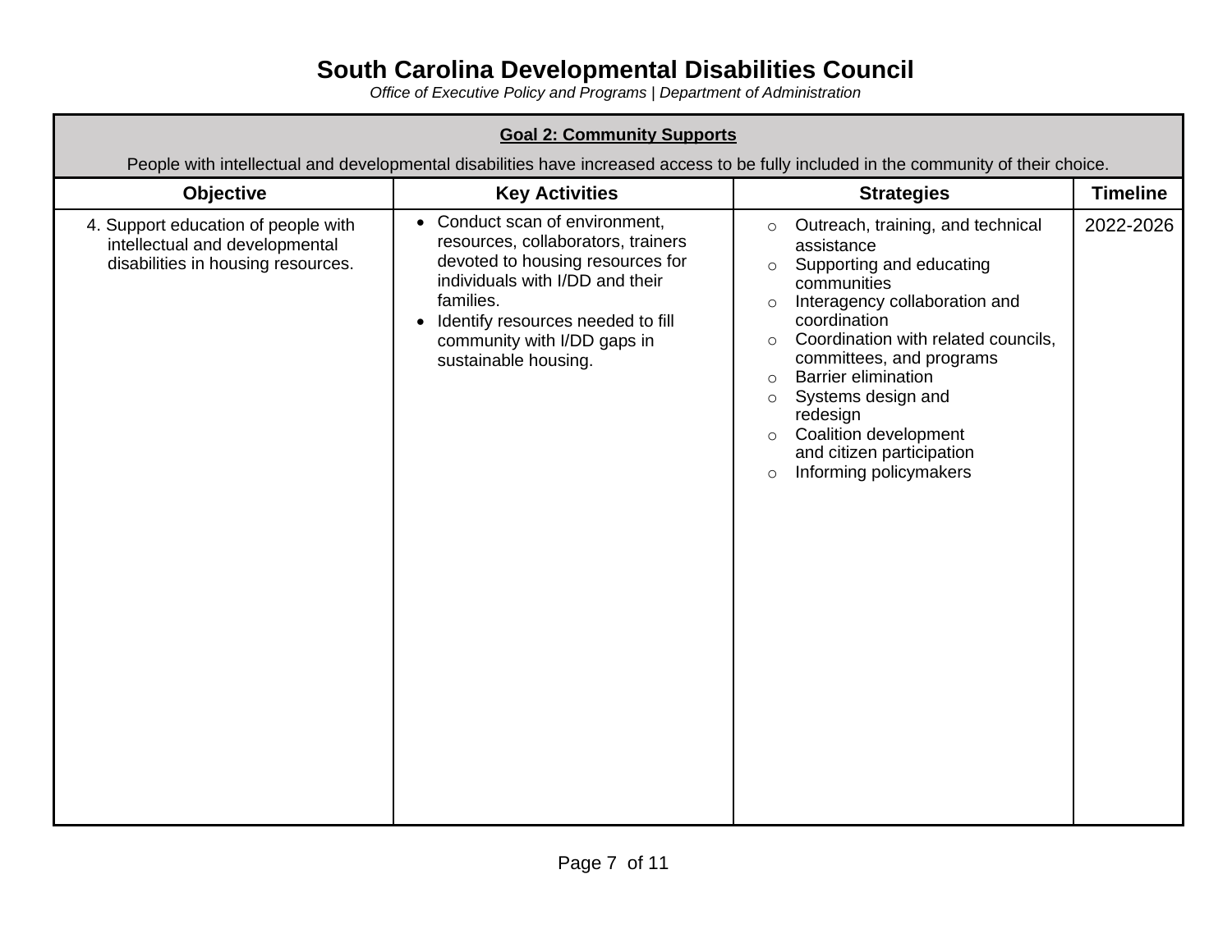# South Carolina Developmental Disabilities Council

*Office of Executive Policy and Programs | Department of Administration*

**Goal 2: Community Supports**

People with intellectual and developmental disabilities have increased access to be fully included in the community of their choice.

| Objective | Key Activities | Strategies | Timeline |
|---|---|---|---|
| 4. Support education of people with intellectual and developmental disabilities in housing resources. | • Conduct scan of environment, resources, collaborators, trainers devoted to housing resources for individuals with I/DD and their families.<br>• Identify resources needed to fill community with I/DD gaps in sustainable housing. | ○ Outreach, training, and technical assistance<br>○ Supporting and educating communities<br>○ Interagency collaboration and coordination<br>○ Coordination with related councils, committees, and programs<br>○ Barrier elimination<br>○ Systems design and redesign<br>○ Coalition development and citizen participation<br>○ Informing policymakers | 2022-2026 |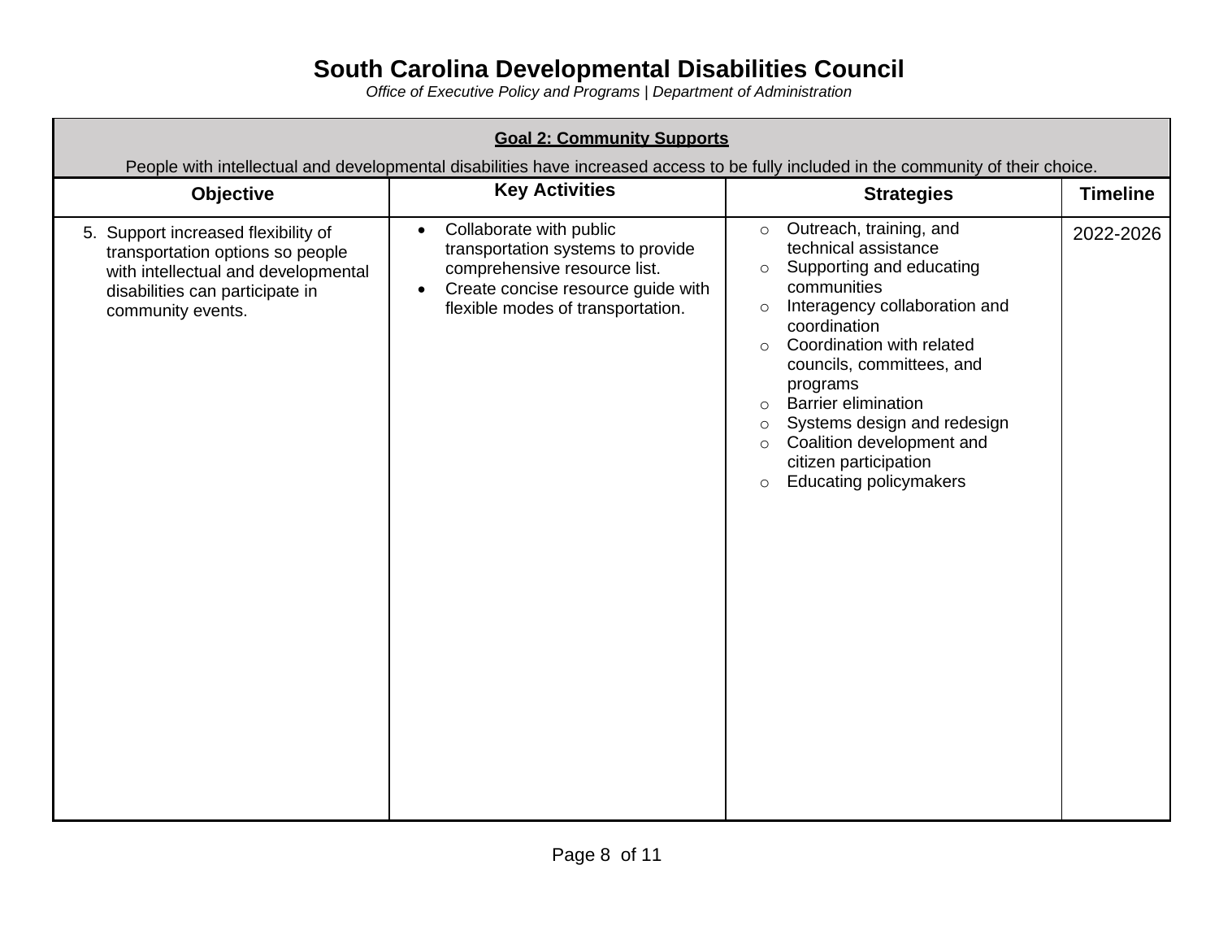# South Carolina Developmental Disabilities Council

*Office of Executive Policy and Programs | Department of Administration*

| **Goal 2: Community Supports**<br>People with intellectual and developmental disabilities have increased access to be fully included in the community of their choice. | | | |
|---|---|---|---|
| **Objective** | **Key Activities** | **Strategies** | **Timeline** |
| 5. Support increased flexibility of transportation options so people with intellectual and developmental disabilities can participate in community events. | • Collaborate with public transportation systems to provide comprehensive resource list.<br>• Create concise resource guide with flexible modes of transportation. | ○ Outreach, training, and technical assistance<br>○ Supporting and educating communities<br>○ Interagency collaboration and coordination<br>○ Coordination with related councils, committees, and programs<br>○ Barrier elimination<br>○ Systems design and redesign<br>○ Coalition development and citizen participation<br>○ Educating policymakers | 2022-2026 |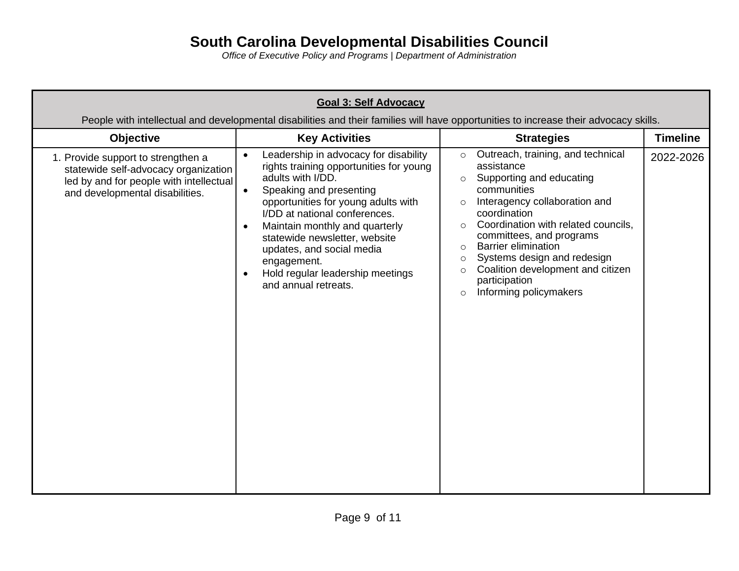# South Carolina Developmental Disabilities Council

*Office of Executive Policy and Programs | Department of Administration*

| **Goal 3: Self Advocacy**<br>People with intellectual and developmental disabilities and their families will have opportunities to increase their advocacy skills. | | | |
|---|---|---|---|
| **Objective** | **Key Activities** | **Strategies** | **Timeline** |
| 1. Provide support to strengthen a statewide self-advocacy organization led by and for people with intellectual and developmental disabilities. | • Leadership in advocacy for disability rights training opportunities for young adults with I/DD.<br>• Speaking and presenting opportunities for young adults with I/DD at national conferences.<br>• Maintain monthly and quarterly statewide newsletter, website updates, and social media engagement.<br>• Hold regular leadership meetings and annual retreats. | ○ Outreach, training, and technical assistance<br>○ Supporting and educating communities<br>○ Interagency collaboration and coordination<br>○ Coordination with related councils, committees, and programs<br>○ Barrier elimination<br>○ Systems design and redesign<br>○ Coalition development and citizen participation<br>○ Informing policymakers | 2022-2026 |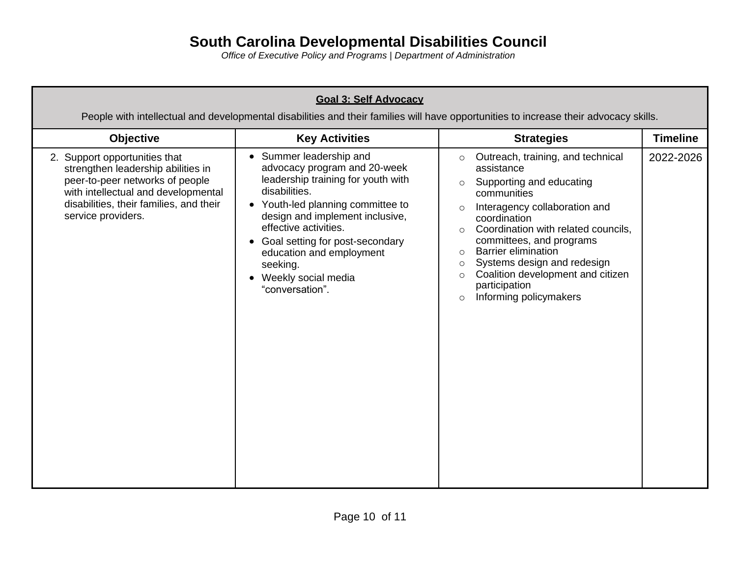# South Carolina Developmental Disabilities Council

*Office of Executive Policy and Programs | Department of Administration*

| **Goal 3: Self Advocacy**<br>People with intellectual and developmental disabilities and their families will have opportunities to increase their advocacy skills. | | | |
|---|---|---|---|
| **Objective** | **Key Activities** | **Strategies** | **Timeline** |
| 2. Support opportunities that strengthen leadership abilities in peer-to-peer networks of people with intellectual and developmental disabilities, their families, and their service providers. | • Summer leadership and advocacy program and 20-week leadership training for youth with disabilities.<br>• Youth-led planning committee to design and implement inclusive, effective activities.<br>• Goal setting for post-secondary education and employment seeking.<br>• Weekly social media "conversation". | ○ Outreach, training, and technical assistance<br>○ Supporting and educating communities<br>○ Interagency collaboration and coordination<br>○ Coordination with related councils, committees, and programs<br>○ Barrier elimination<br>○ Systems design and redesign<br>○ Coalition development and citizen participation<br>○ Informing policymakers | 2022-2026 |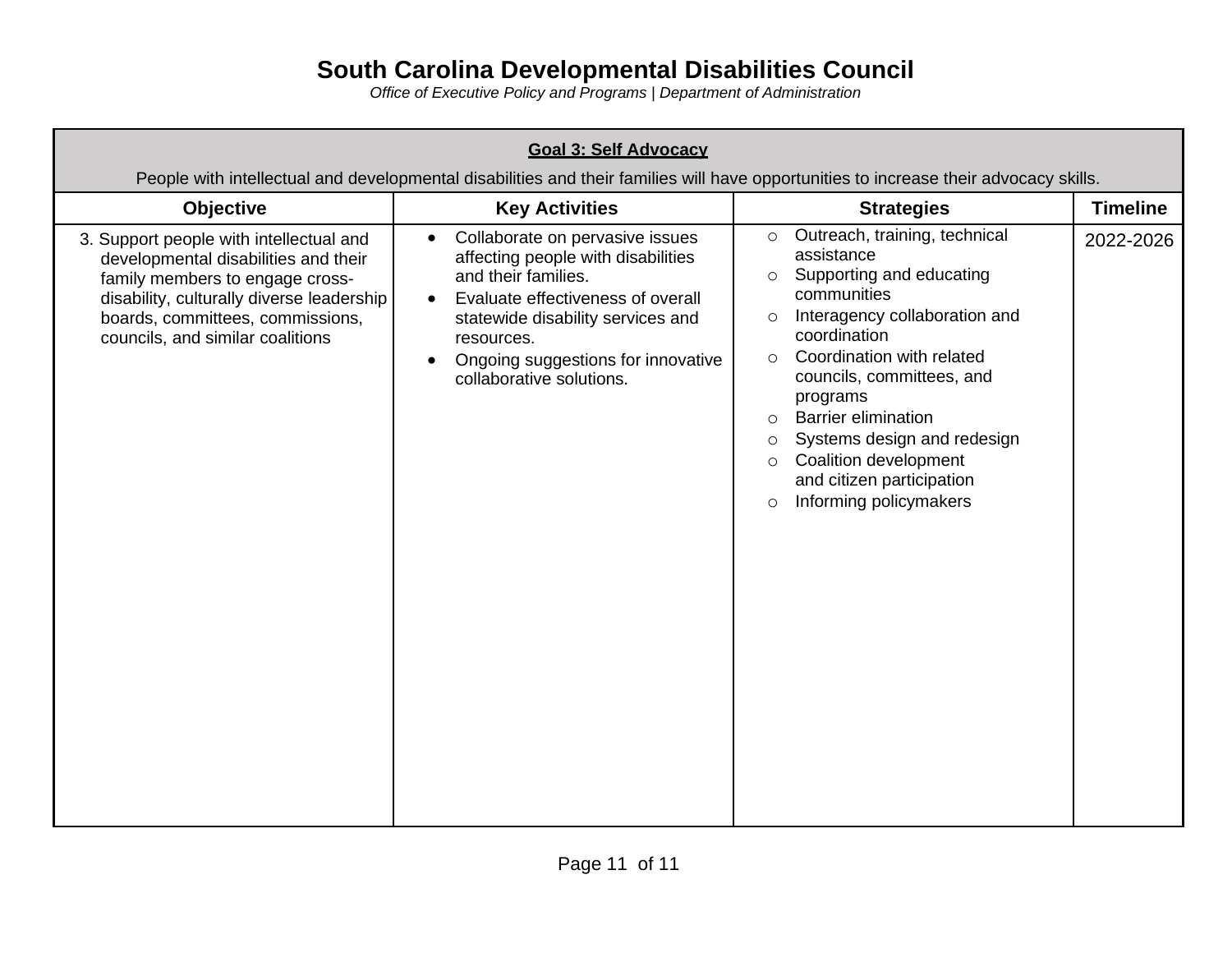# South Carolina Developmental Disabilities Council

*Office of Executive Policy and Programs | Department of Administration*

| **Goal 3: Self Advocacy**<br>People with intellectual and developmental disabilities and their families will have opportunities to increase their advocacy skills. | | | |
|---|---|---|---|
| **Objective** | **Key Activities** | **Strategies** | **Timeline** |
| 3. Support people with intellectual and developmental disabilities and their family members to engage cross-disability, culturally diverse leadership boards, committees, commissions, councils, and similar coalitions | • Collaborate on pervasive issues affecting people with disabilities and their families.<br>• Evaluate effectiveness of overall statewide disability services and resources.<br>• Ongoing suggestions for innovative collaborative solutions. | ○ Outreach, training, technical assistance<br>○ Supporting and educating communities<br>○ Interagency collaboration and coordination<br>○ Coordination with related councils, committees, and programs<br>○ Barrier elimination<br>○ Systems design and redesign<br>○ Coalition development and citizen participation<br>○ Informing policymakers | 2022-2026 |